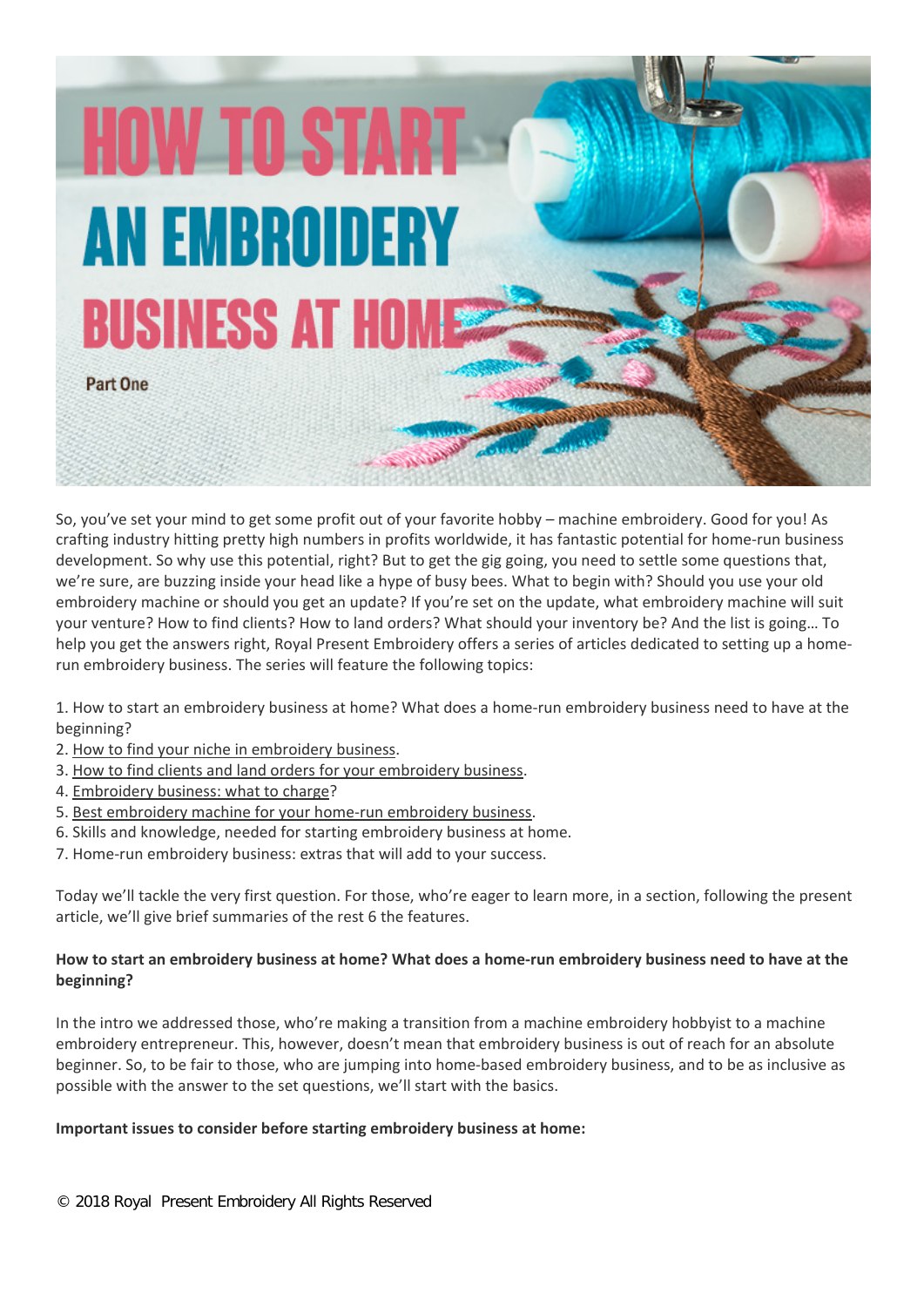# HOW TO START AN EMBROIDERY BUSINESS AT HOME

Part One

So, you've set your mind to get some profit out of your favorite hobby – machine embroidery. Good for you! As crafting industry hitting pretty high numbers in profits worldwide, it has fantastic potential for home-run business development. So why use this potential, right? But to get the gig going, you need to settle some questions that, we're sure, are buzzing inside your head like a hype of busy bees. What to begin with? Should you use your old embroidery machine or should you get an update? If you're set on the update, what embroidery machine will suit your venture? How to find clients? How to land orders? What should your inventory be? And the list is going… To help you get the answers right, Royal Present Embroidery offers a series of articles dedicated to setting up a home-run embroidery business. The series will feature the following topics:

1. How to start an embroidery business at home? What does a home-run embroidery business need to have at the beginning?
2. How to find your niche in embroidery business.
3. How to find clients and land orders for your embroidery business.
4. Embroidery business: what to charge?
5. Best embroidery machine for your home-run embroidery business.
6. Skills and knowledge, needed for starting embroidery business at home.
7. Home-run embroidery business: extras that will add to your success.

Today we'll tackle the very first question. For those, who're eager to learn more, in a section, following the present article, we'll give brief summaries of the rest 6 the features.

**How to start an embroidery business at home? What does a home-run embroidery business need to have at the beginning?**

In the intro we addressed those, who're making a transition from a machine embroidery hobbyist to a machine embroidery entrepreneur. This, however, doesn't mean that embroidery business is out of reach for an absolute beginner. So, to be fair to those, who are jumping into home-based embroidery business, and to be as inclusive as possible with the answer to the set questions, we'll start with the basics.

**Important issues to consider before starting embroidery business at home:**

© 2018 Royal Present Embroidery All Rights Reserved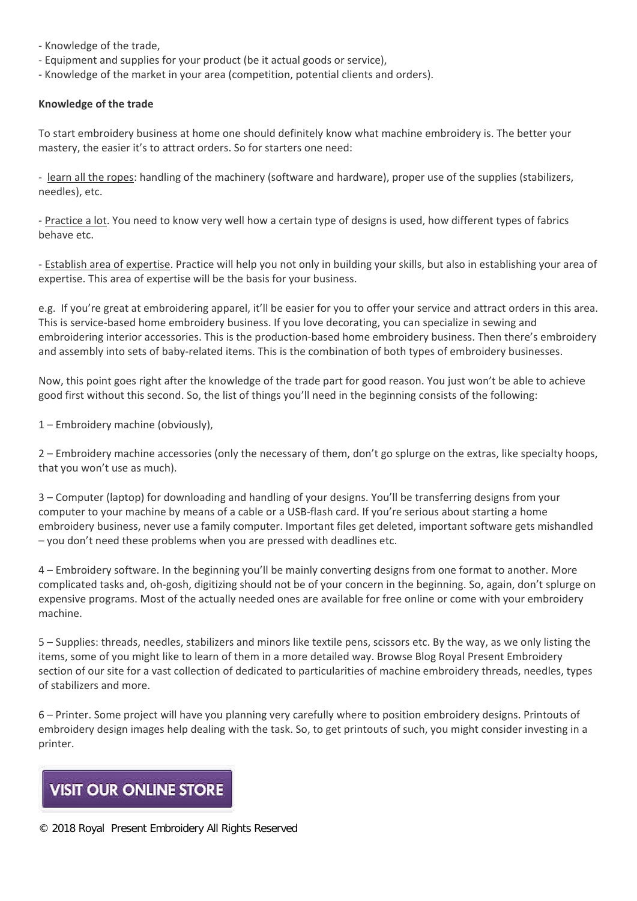- Knowledge of the trade,
- Equipment and supplies for your product (be it actual goods or service),
- Knowledge of the market in your area (competition, potential clients and orders).

**Knowledge of the trade**

To start embroidery business at home one should definitely know what machine embroidery is. The better your mastery, the easier it's to attract orders. So for starters one need:

- learn all the ropes: handling of the machinery (software and hardware), proper use of the supplies (stabilizers, needles), etc.

- Practice a lot. You need to know very well how a certain type of designs is used, how different types of fabrics behave etc.

- Establish area of expertise. Practice will help you not only in building your skills, but also in establishing your area of expertise. This area of expertise will be the basis for your business.

e.g. If you're great at embroidering apparel, it'll be easier for you to offer your service and attract orders in this area. This is service-based home embroidery business. If you love decorating, you can specialize in sewing and embroidering interior accessories. This is the production-based home embroidery business. Then there's embroidery and assembly into sets of baby-related items. This is the combination of both types of embroidery businesses.

Now, this point goes right after the knowledge of the trade part for good reason. You just won't be able to achieve good first without this second. So, the list of things you'll need in the beginning consists of the following:

1 – Embroidery machine (obviously),

2 – Embroidery machine accessories (only the necessary of them, don't go splurge on the extras, like specialty hoops, that you won't use as much).

3 – Computer (laptop) for downloading and handling of your designs. You'll be transferring designs from your computer to your machine by means of a cable or a USB-flash card. If you're serious about starting a home embroidery business, never use a family computer. Important files get deleted, important software gets mishandled – you don't need these problems when you are pressed with deadlines etc.

4 – Embroidery software. In the beginning you'll be mainly converting designs from one format to another. More complicated tasks and, oh-gosh, digitizing should not be of your concern in the beginning. So, again, don't splurge on expensive programs. Most of the actually needed ones are available for free online or come with your embroidery machine.

5 – Supplies: threads, needles, stabilizers and minors like textile pens, scissors etc. By the way, as we only listing the items, some of you might like to learn of them in a more detailed way. Browse Blog Royal Present Embroidery section of our site for a vast collection of dedicated to particularities of machine embroidery threads, needles, types of stabilizers and more.

6 – Printer. Some project will have you planning very carefully where to position embroidery designs. Printouts of embroidery design images help dealing with the task. So, to get printouts of such, you might consider investing in a printer.

VISIT OUR ONLINE STORE

© 2018 Royal Present Embroidery All Rights Reserved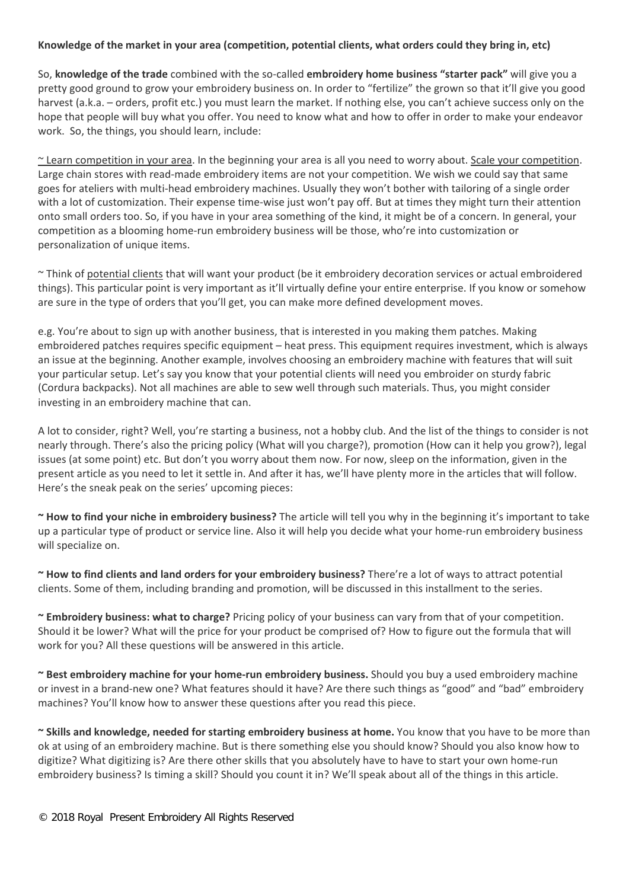**Knowledge of the market in your area (competition, potential clients, what orders could they bring in, etc)**

So, **knowledge of the trade** combined with the so-called **embroidery home business "starter pack"** will give you a pretty good ground to grow your embroidery business on. In order to "fertilize" the grown so that it'll give you good harvest (a.k.a. – orders, profit etc.) you must learn the market. If nothing else, you can't achieve success only on the hope that people will buy what you offer. You need to know what and how to offer in order to make your endeavor work. So, the things, you should learn, include:

~ Learn competition in your area. In the beginning your area is all you need to worry about. Scale your competition. Large chain stores with read-made embroidery items are not your competition. We wish we could say that same goes for ateliers with multi-head embroidery machines. Usually they won't bother with tailoring of a single order with a lot of customization. Their expense time-wise just won't pay off. But at times they might turn their attention onto small orders too. So, if you have in your area something of the kind, it might be of a concern. In general, your competition as a blooming home-run embroidery business will be those, who're into customization or personalization of unique items.

~ Think of potential clients that will want your product (be it embroidery decoration services or actual embroidered things). This particular point is very important as it'll virtually define your entire enterprise. If you know or somehow are sure in the type of orders that you'll get, you can make more defined development moves.

e.g. You're about to sign up with another business, that is interested in you making them patches. Making embroidered patches requires specific equipment – heat press. This equipment requires investment, which is always an issue at the beginning. Another example, involves choosing an embroidery machine with features that will suit your particular setup. Let's say you know that your potential clients will need you embroider on sturdy fabric (Cordura backpacks). Not all machines are able to sew well through such materials. Thus, you might consider investing in an embroidery machine that can.

A lot to consider, right? Well, you're starting a business, not a hobby club. And the list of the things to consider is not nearly through. There's also the pricing policy (What will you charge?), promotion (How can it help you grow?), legal issues (at some point) etc. But don't you worry about them now. For now, sleep on the information, given in the present article as you need to let it settle in. And after it has, we'll have plenty more in the articles that will follow. Here's the sneak peak on the series' upcoming pieces:

**~ How to find your niche in embroidery business?** The article will tell you why in the beginning it's important to take up a particular type of product or service line. Also it will help you decide what your home-run embroidery business will specialize on.

**~ How to find clients and land orders for your embroidery business?** There're a lot of ways to attract potential clients. Some of them, including branding and promotion, will be discussed in this installment to the series.

**~ Embroidery business: what to charge?** Pricing policy of your business can vary from that of your competition. Should it be lower? What will the price for your product be comprised of? How to figure out the formula that will work for you? All these questions will be answered in this article.

**~ Best embroidery machine for your home-run embroidery business.** Should you buy a used embroidery machine or invest in a brand-new one? What features should it have? Are there such things as "good" and "bad" embroidery machines? You'll know how to answer these questions after you read this piece.

**~ Skills and knowledge, needed for starting embroidery business at home.** You know that you have to be more than ok at using of an embroidery machine. But is there something else you should know? Should you also know how to digitize? What digitizing is? Are there other skills that you absolutely have to have to start your own home-run embroidery business? Is timing a skill? Should you count it in? We'll speak about all of the things in this article.

© 2018 Royal Present Embroidery All Rights Reserved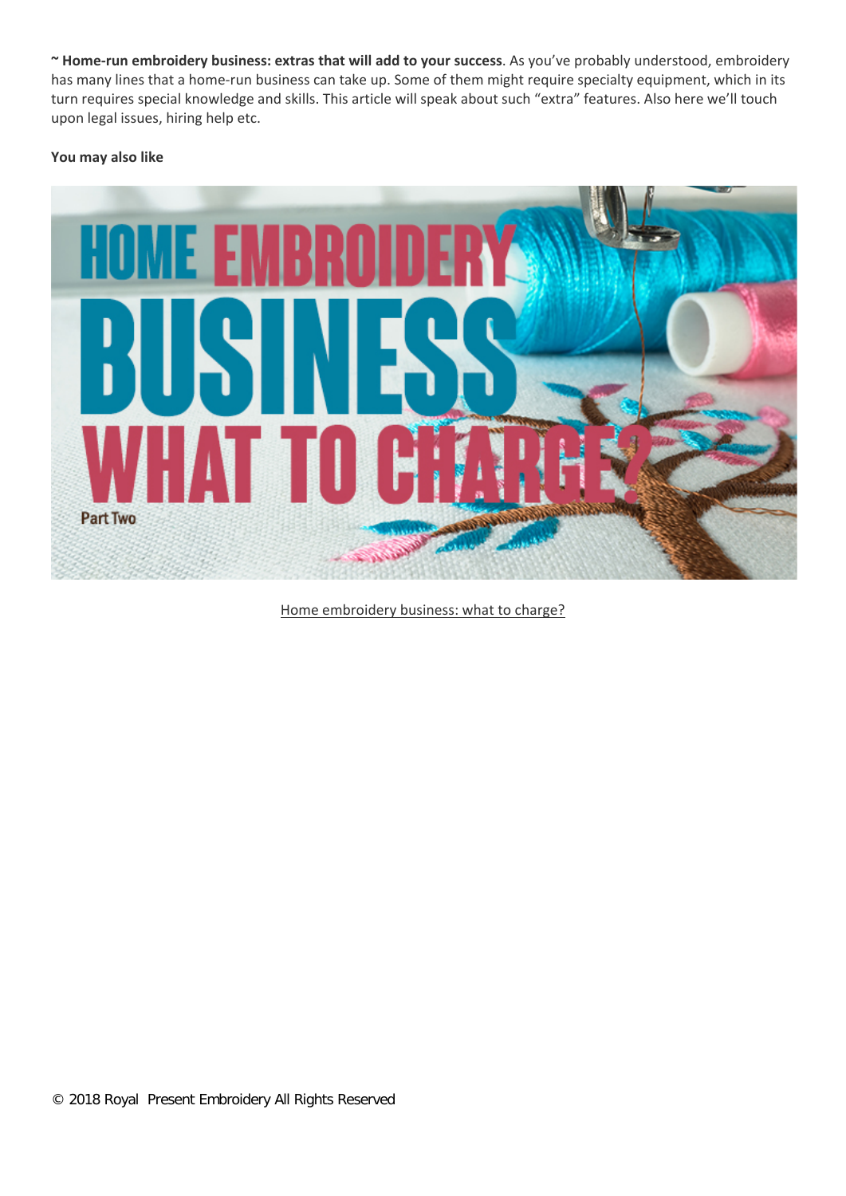**~ Home-run embroidery business: extras that will add to your success**. As you've probably understood, embroidery has many lines that a home-run business can take up. Some of them might require specialty equipment, which in its turn requires special knowledge and skills. This article will speak about such "extra" features. Also here we'll touch upon legal issues, hiring help etc.

**You may also like**

Home embroidery business: what to charge?

© 2018 Royal Present Embroidery All Rights Reserved